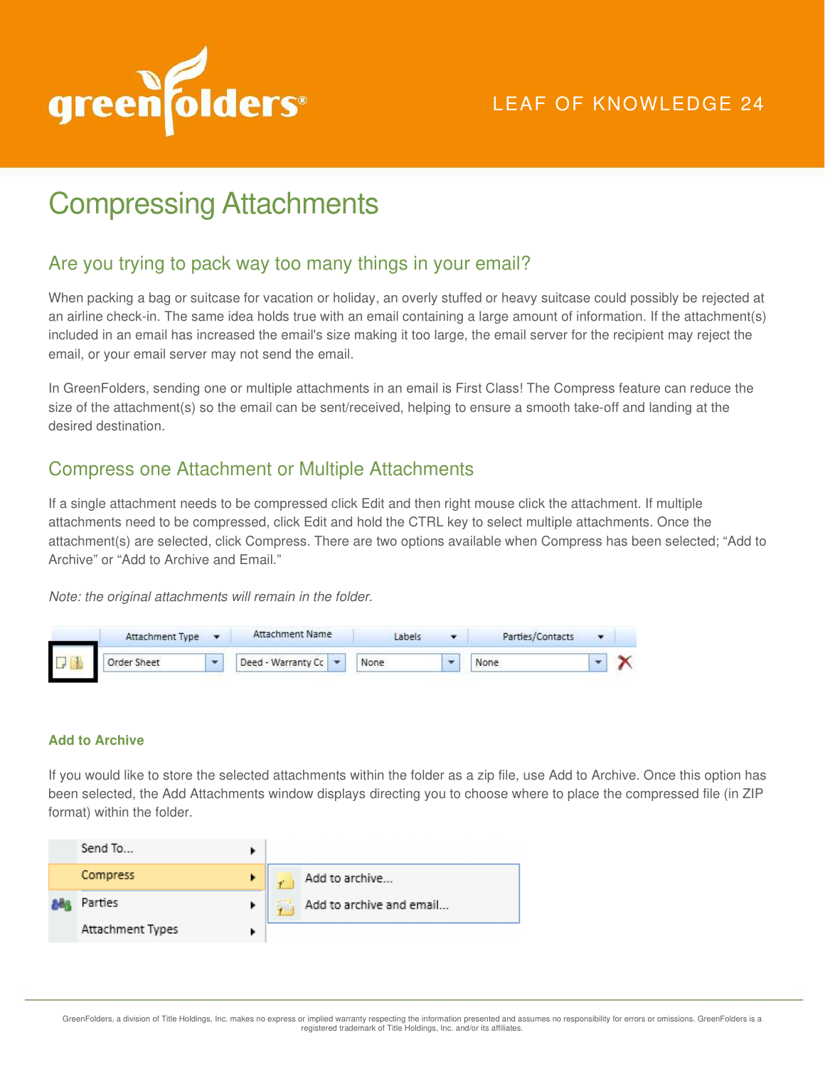# Compressing Attachments

## Are you trying to pack way too many things in your email?

When packing a bag or suitcase for vacation or holiday, an overly stuffed or heavy suitcase could possibly be rejected at an airline check-in. The same idea holds true with an email containing a large amount of information. If the attachment(s) included in an email has increased the email's size making it too large, the email server for the recipient may reject the email, or your email server may not send the email.

In GreenFolders, sending one or multiple attachments in an email is First Class! The Compress feature can reduce the size of the attachment(s) so the email can be sent/received, helping to ensure a smooth take-off and landing at the desired destination.

## Compress one Attachment or Multiple Attachments

If a single attachment needs to be compressed click Edit and then right mouse click the attachment. If multiple attachments need to be compressed, click Edit and hold the CTRL key to select multiple attachments. Once the attachment(s) are selected, click Compress. There are two options available when Compress has been selected; “Add to Archive” or “Add to Archive and Email.”

*Note: the original attachments will remain in the folder.*

| | Attachment Type | Attachment Name | Labels | Parties/Contacts |
|---|---|---|---|---|
| | Order Sheet | Deed - Warranty Cc | None | None |

### Add to Archive

If you would like to store the selected attachments within the folder as a zip file, use Add to Archive. Once this option has been selected, the Add Attachments window displays directing you to choose where to place the compressed file (in ZIP format) within the folder.

- Send To...
- Compress
  - Add to archive...
  - Add to archive and email...
- Parties
- Attachment Types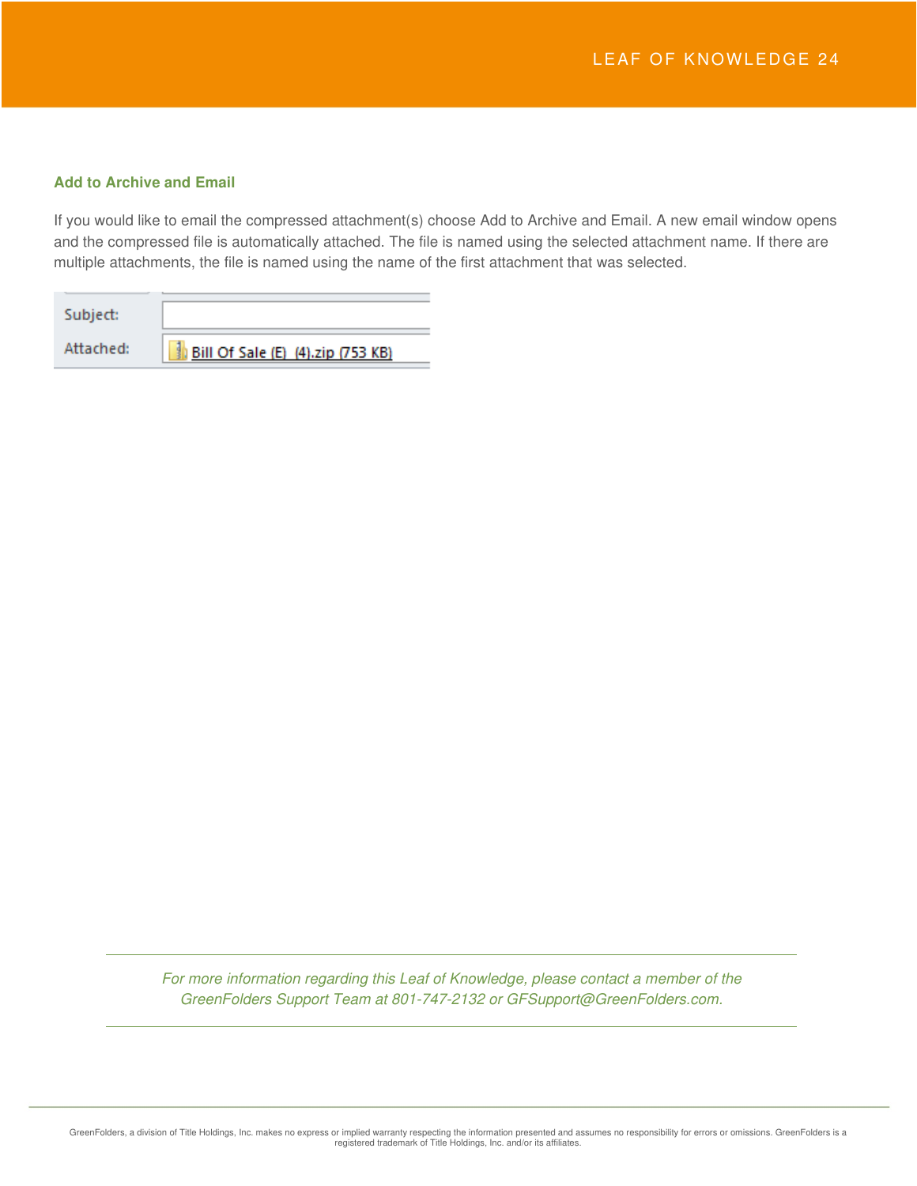### Add to Archive and Email

If you would like to email the compressed attachment(s) choose Add to Archive and Email. A new email window opens and the compressed file is automatically attached. The file is named using the selected attachment name. If there are multiple attachments, the file is named using the name of the first attachment that was selected.

Subject:

Attached: Bill Of Sale (E) (4).zip (753 KB)

*For more information regarding this Leaf of Knowledge, please contact a member of the GreenFolders Support Team at 801-747-2132 or GFSupport@GreenFolders.com.*

GreenFolders, a division of Title Holdings, Inc. makes no express or implied warranty respecting the information presented and assumes no responsibility for errors or omissions. GreenFolders is a registered trademark of Title Holdings, Inc. and/or its affiliates.